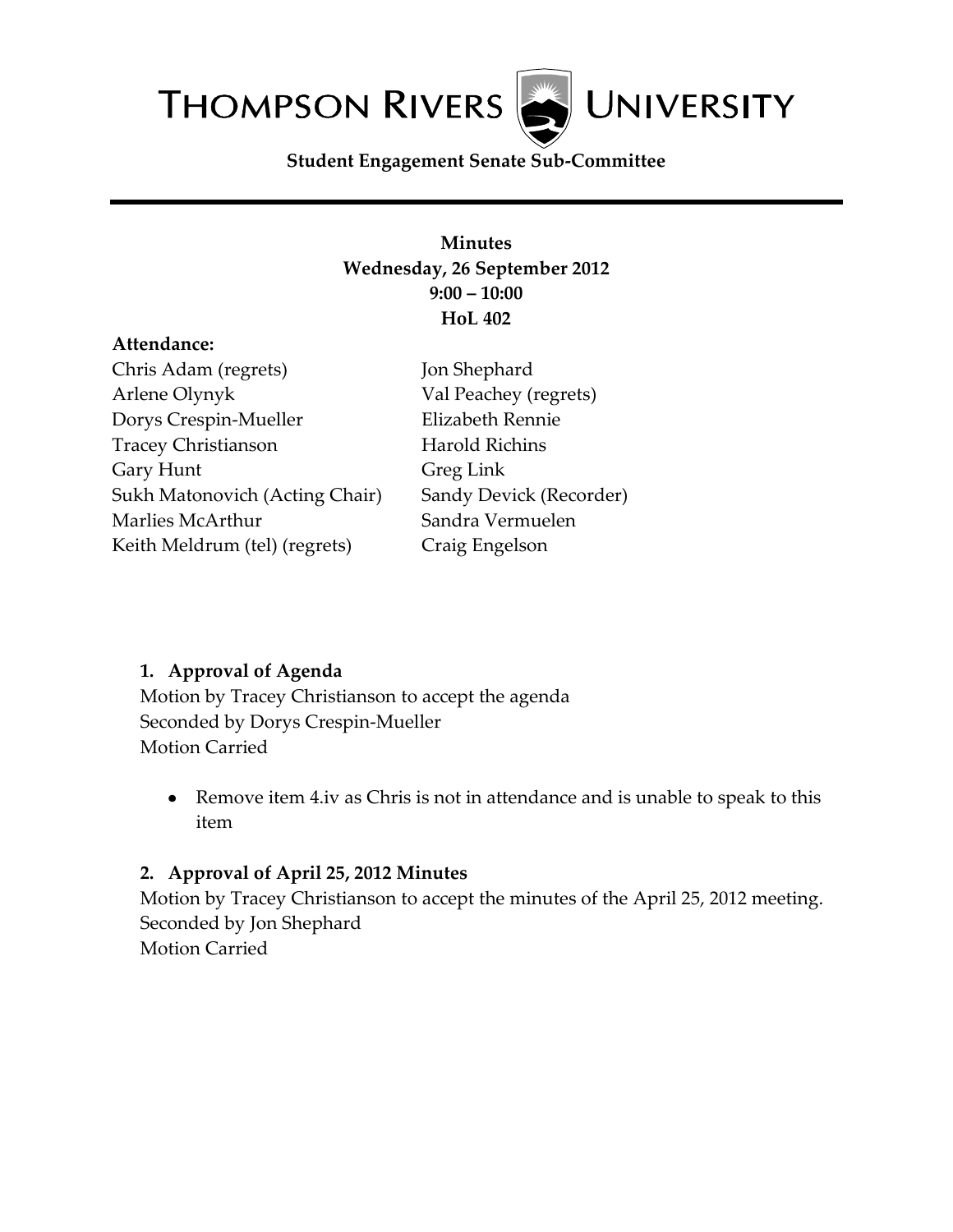# THOMPSON RIVERS UNIVERSITY

**Student Engagement Senate Sub-Committee**

---

**Minutes**
**Wednesday, 26 September 2012**
**9:00 – 10:00**
**HoL 402**

**Attendance:**

Chris Adam (regrets)
Arlene Olynyk
Dorys Crespin-Mueller
Tracey Christianson
Gary Hunt
Sukh Matonovich (Acting Chair)
Marlies McArthur
Keith Meldrum (tel) (regrets)
Jon Shephard
Val Peachey (regrets)
Elizabeth Rennie
Harold Richins
Greg Link
Sandy Devick (Recorder)
Sandra Vermuelen
Craig Engelson

**1. Approval of Agenda**

Motion by Tracey Christianson to accept the agenda
Seconded by Dorys Crespin-Mueller
Motion Carried

- Remove item 4.iv as Chris is not in attendance and is unable to speak to this item

**2. Approval of April 25, 2012 Minutes**

Motion by Tracey Christianson to accept the minutes of the April 25, 2012 meeting.
Seconded by Jon Shephard
Motion Carried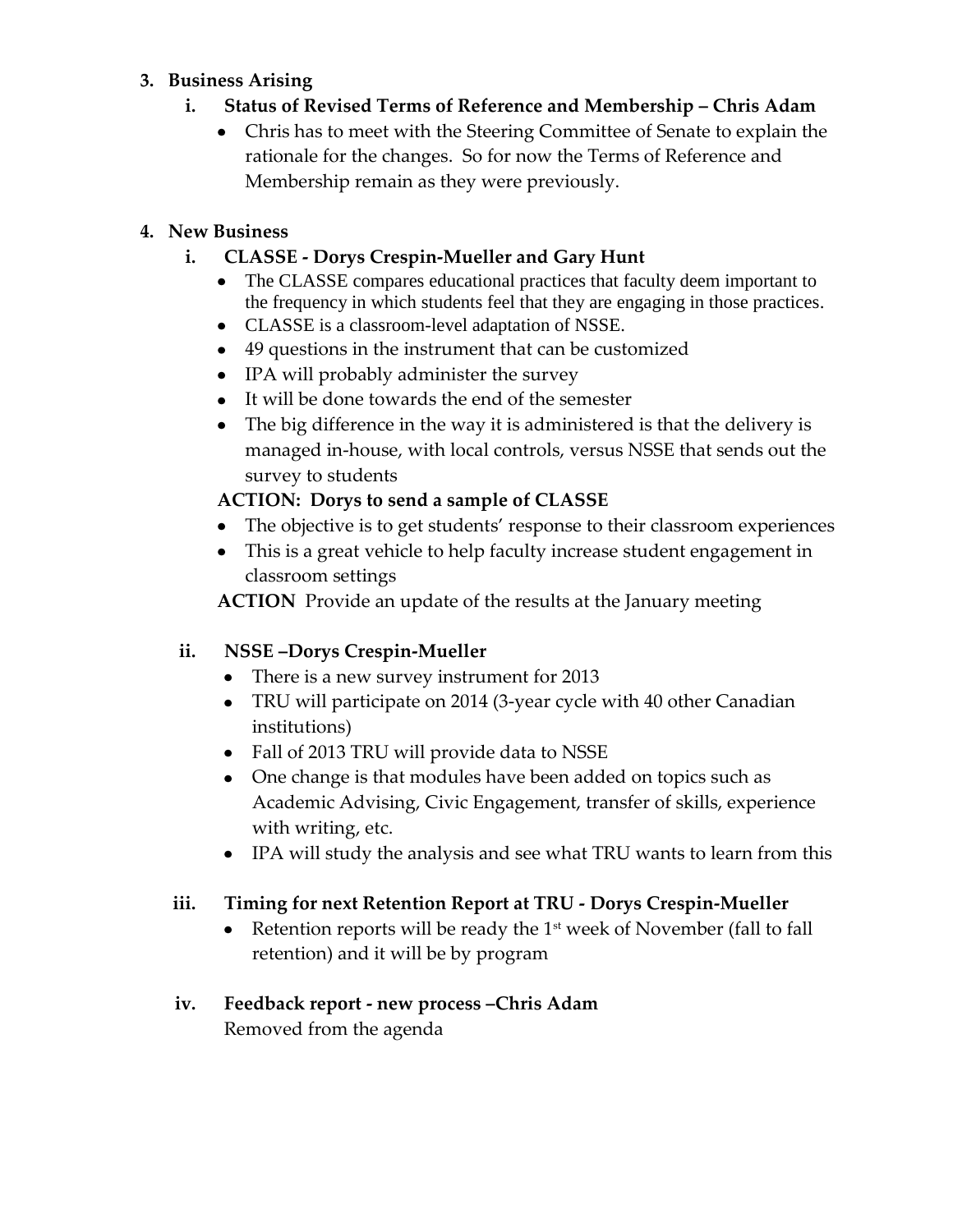3. **Business Arising**

   i. **Status of Revised Terms of Reference and Membership – Chris Adam**
   - Chris has to meet with the Steering Committee of Senate to explain the rationale for the changes. So for now the Terms of Reference and Membership remain as they were previously.

4. **New Business**

   i. **CLASSE - Dorys Crespin-Mueller and Gary Hunt**
   - The CLASSE compares educational practices that faculty deem important to the frequency in which students feel that they are engaging in those practices.
   - CLASSE is a classroom-level adaptation of NSSE.
   - 49 questions in the instrument that can be customized
   - IPA will probably administer the survey
   - It will be done towards the end of the semester
   - The big difference in the way it is administered is that the delivery is managed in-house, with local controls, versus NSSE that sends out the survey to students

   **ACTION: Dorys to send a sample of CLASSE**
   - The objective is to get students' response to their classroom experiences
   - This is a great vehicle to help faculty increase student engagement in classroom settings

   **ACTION** Provide an update of the results at the January meeting

   ii. **NSSE –Dorys Crespin-Mueller**
   - There is a new survey instrument for 2013
   - TRU will participate on 2014 (3-year cycle with 40 other Canadian institutions)
   - Fall of 2013 TRU will provide data to NSSE
   - One change is that modules have been added on topics such as Academic Advising, Civic Engagement, transfer of skills, experience with writing, etc.
   - IPA will study the analysis and see what TRU wants to learn from this

   iii. **Timing for next Retention Report at TRU - Dorys Crespin-Mueller**
   - Retention reports will be ready the 1st week of November (fall to fall retention) and it will be by program

   iv. **Feedback report - new process –Chris Adam**

   Removed from the agenda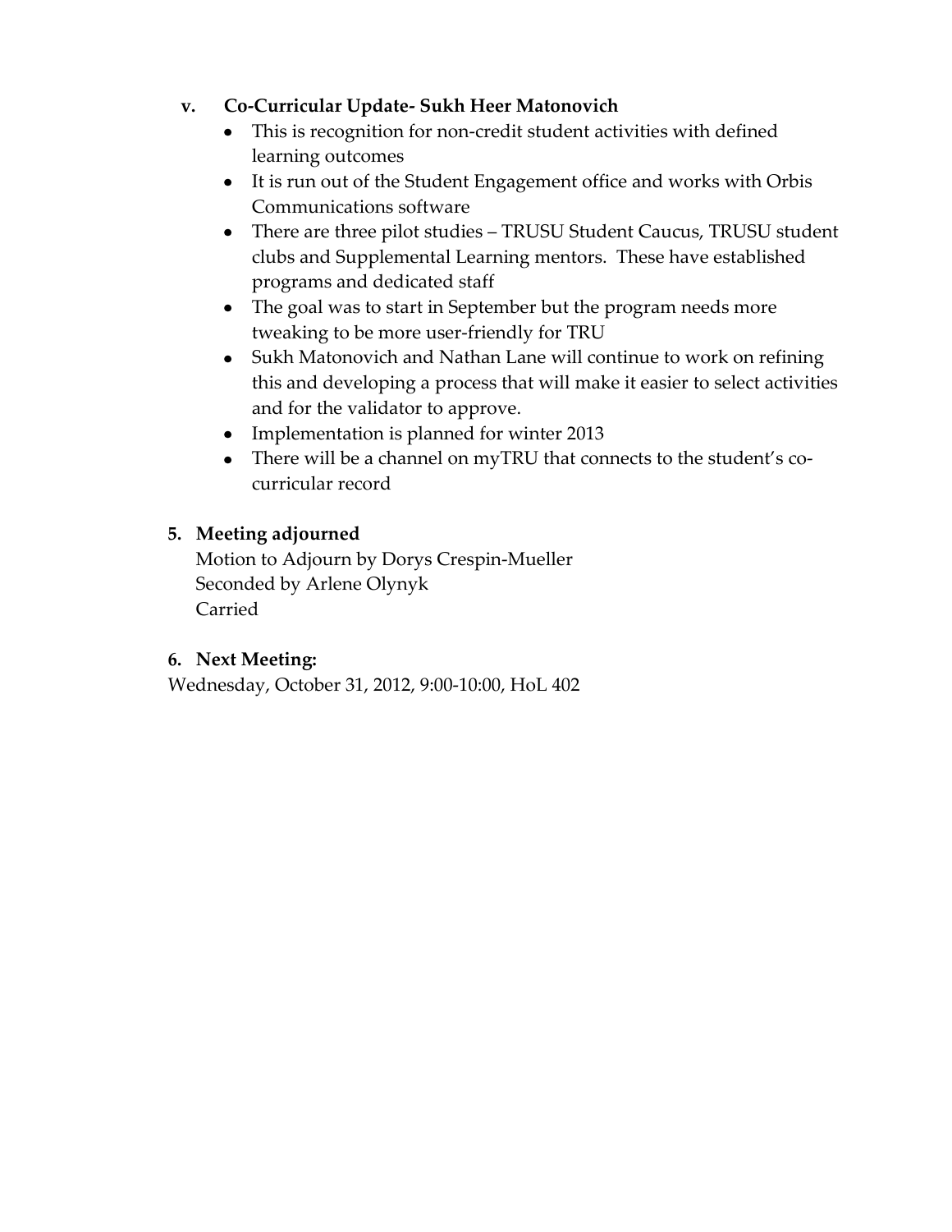**v. Co-Curricular Update- Sukh Heer Matonovich**

- This is recognition for non-credit student activities with defined learning outcomes
- It is run out of the Student Engagement office and works with Orbis Communications software
- There are three pilot studies – TRUSU Student Caucus, TRUSU student clubs and Supplemental Learning mentors. These have established programs and dedicated staff
- The goal was to start in September but the program needs more tweaking to be more user-friendly for TRU
- Sukh Matonovich and Nathan Lane will continue to work on refining this and developing a process that will make it easier to select activities and for the validator to approve.
- Implementation is planned for winter 2013
- There will be a channel on myTRU that connects to the student's co-curricular record

**5. Meeting adjourned**

Motion to Adjourn by Dorys Crespin-Mueller
Seconded by Arlene Olynyk
Carried

**6. Next Meeting:**

Wednesday, October 31, 2012, 9:00-10:00, HoL 402